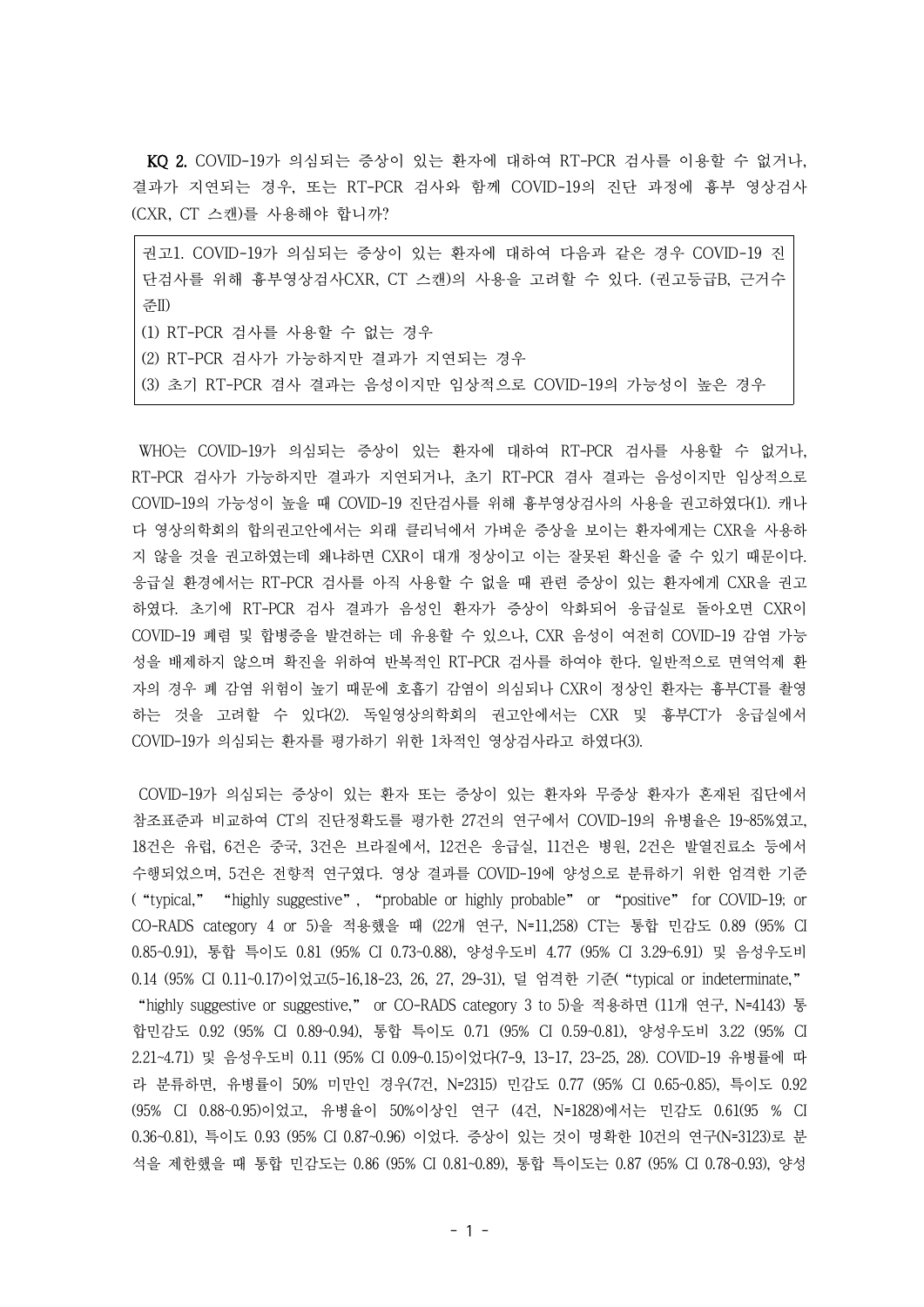**KQ 2.** COVID-19가 의심되는 증상이 있는 환자에 대하여 RT-PCR 검사를 이용할 수 없거나, 결과가 지연되는 경우, 또는 RT-PCR 검사와 함께 COVID-19의 진단 과정에 흉부 영상검사(CXR, CT 스캔)를 사용해야 합니까?

> 권고1. COVID-19가 의심되는 증상이 있는 환자에 대하여 다음과 같은 경우 COVID-19 진단검사를 위해 흉부영상검사CXR, CT 스캔)의 사용을 고려할 수 있다. (권고등급B, 근거수준II)
> (1) RT-PCR 검사를 사용할 수 없는 경우
> (2) RT-PCR 검사가 가능하지만 결과가 지연되는 경우
> (3) 초기 RT-PCR 검사 결과는 음성이지만 임상적으로 COVID-19의 가능성이 높은 경우

WHO는 COVID-19가 의심되는 증상이 있는 환자에 대하여 RT-PCR 검사를 사용할 수 없거나, RT-PCR 검사가 가능하지만 결과가 지연되거나, 초기 RT-PCR 검사 결과는 음성이지만 임상적으로 COVID-19의 가능성이 높을 때 COVID-19 진단검사를 위해 흉부영상검사의 사용을 권고하였다(1). 캐나다 영상의학회의 합의권고안에서는 외래 클리닉에서 가벼운 증상을 보이는 환자에게는 CXR을 사용하지 않을 것을 권고하였는데 왜냐하면 CXR이 대개 정상이고 이는 잘못된 확신을 줄 수 있기 때문이다. 응급실 환경에서는 RT-PCR 검사를 아직 사용할 수 없을 때 관련 증상이 있는 환자에게 CXR을 권고하였다. 초기에 RT-PCR 검사 결과가 음성인 환자가 증상이 악화되어 응급실로 돌아오면 CXR이 COVID-19 폐렴 및 합병증을 발견하는 데 유용할 수 있으나, CXR 음성이 여전히 COVID-19 감염 가능성을 배제하지 않으며 확진을 위하여 반복적인 RT-PCR 검사를 하여야 한다. 일반적으로 면역억제 환자의 경우 폐 감염 위험이 높기 때문에 호흡기 감염이 의심되나 CXR이 정상인 환자는 흉부CT를 촬영하는 것을 고려할 수 있다(2). 독일영상의학회의 권고안에서는 CXR 및 흉부CT가 응급실에서 COVID-19가 의심되는 환자를 평가하기 위한 1차적인 영상검사라고 하였다(3).

COVID-19가 의심되는 증상이 있는 환자 또는 증상이 있는 환자와 무증상 환자가 혼재된 집단에서 참조표준과 비교하여 CT의 진단정확도를 평가한 27건의 연구에서 COVID-19의 유병율은 19~85%였고, 18건은 유럽, 6건은 중국, 3건은 브라질에서, 12건은 응급실, 11건은 병원, 2건은 발열진료소 등에서 수행되었으며, 5건은 전향적 연구였다. 영상 결과를 COVID-19에 양성으로 분류하기 위한 엄격한 기준("typical," "highly suggestive", "probable or highly probable" or "positive" for COVID-19; or CO-RADS category 4 or 5)을 적용했을 때 (22개 연구, N=11,258) CT는 통합 민감도 0.89 (95% CI 0.85~0.91), 통합 특이도 0.81 (95% CI 0.73~0.88), 양성우도비 4.77 (95% CI 3.29~6.91) 및 음성우도비 0.14 (95% CI 0.11~0.17)이었고(5-16,18-23, 26, 27, 29-31), 덜 엄격한 기준("typical or indeterminate," "highly suggestive or suggestive," or CO-RADS category 3 to 5)을 적용하면 (11개 연구, N=4143) 통합민감도 0.92 (95% CI 0.89~0.94), 통합 특이도 0.71 (95% CI 0.59~0.81), 양성우도비 3.22 (95% CI 2.21~4.71) 및 음성우도비 0.11 (95% CI 0.09~0.15)이었다(7-9, 13-17, 23-25, 28). COVID-19 유병률에 따라 분류하면, 유병률이 50% 미만인 경우(7건, N=2315) 민감도 0.77 (95% CI 0.65~0.85), 특이도 0.92 (95% CI 0.88~0.95)이었고, 유병율이 50%이상인 연구 (4건, N=1828)에서는 민감도 0.61(95 % CI 0.36~0.81), 특이도 0.93 (95% CI 0.87~0.96) 이었다. 증상이 있는 것이 명확한 10건의 연구(N=3123)로 분석을 제한했을 때 통합 민감도는 0.86 (95% CI 0.81~0.89), 통합 특이도는 0.87 (95% CI 0.78~0.93), 양성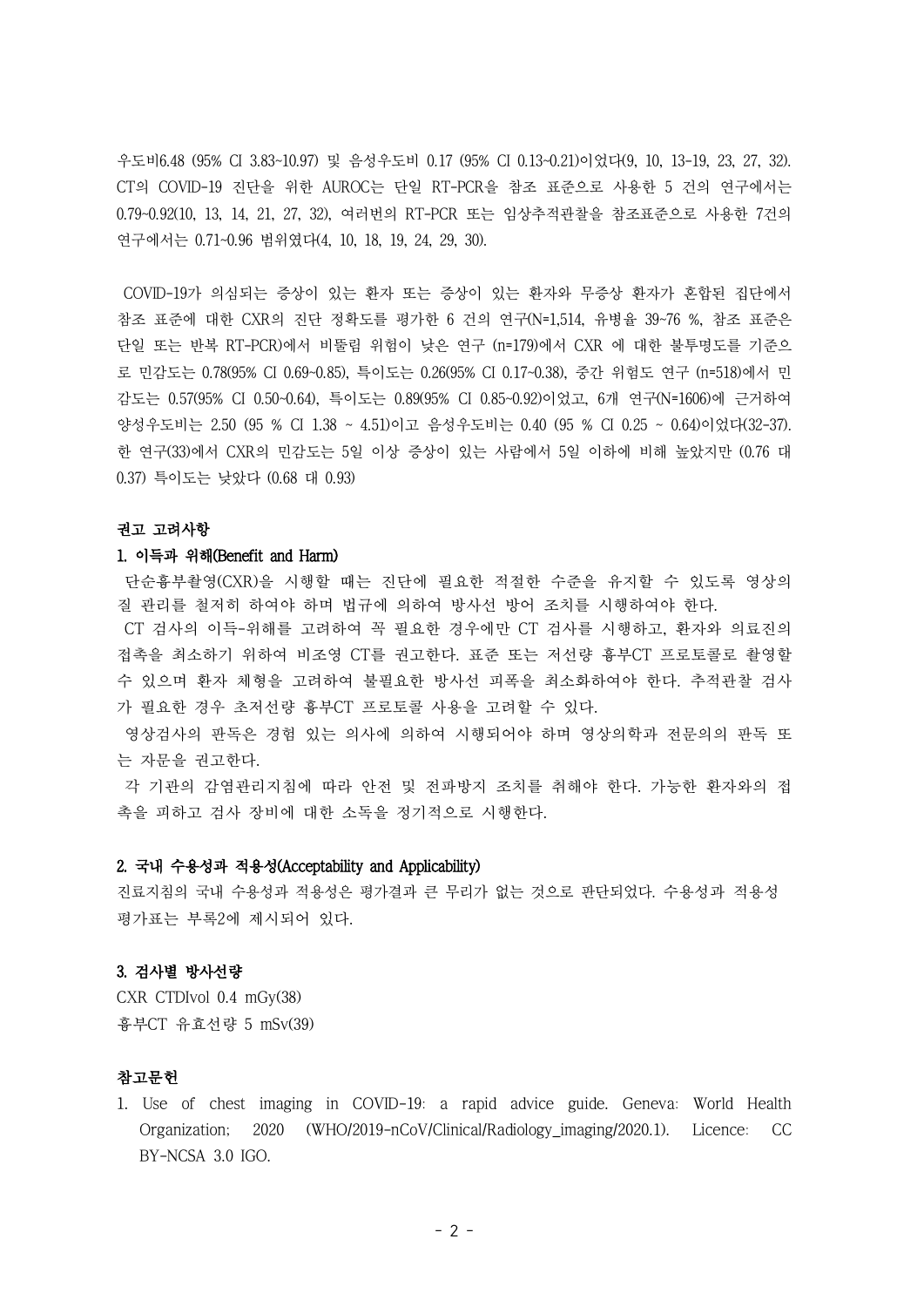우도비6.48 (95% CI 3.83~10.97) 및 음성우도비 0.17 (95% CI 0.13~0.21)이었다(9, 10, 13-19, 23, 27, 32). CT의 COVID-19 진단을 위한 AUROC는 단일 RT-PCR을 참조 표준으로 사용한 5 건의 연구에서는 0.79~0.92(10, 13, 14, 21, 27, 32), 여러번의 RT-PCR 또는 임상추적관찰을 참조표준으로 사용한 7건의 연구에서는 0.71~0.96 범위였다(4, 10, 18, 19, 24, 29, 30).

COVID-19가 의심되는 증상이 있는 환자 또는 증상이 있는 환자와 무증상 환자가 혼합된 집단에서 참조 표준에 대한 CXR의 진단 정확도를 평가한 6 건의 연구(N=1,514, 유병율 39~76 %, 참조 표준은 단일 또는 반복 RT-PCR)에서 비뚤림 위험이 낮은 연구 (n=179)에서 CXR 에 대한 불투명도를 기준으로 민감도는 0.78(95% CI 0.69~0.85), 특이도는 0.26(95% CI 0.17~0.38), 중간 위험도 연구 (n=518)에서 민감도는 0.57(95% CI 0.50~0.64), 특이도는 0.89(95% CI 0.85~0.92)이었고, 6개 연구(N=1606)에 근거하여 양성우도비는 2.50 (95 % CI 1.38 ~ 4.51)이고 음성우도비는 0.40 (95 % CI 0.25 ~ 0.64)이었다(32-37). 한 연구(33)에서 CXR의 민감도는 5일 이상 증상이 있는 사람에서 5일 이하에 비해 높았지만 (0.76 대 0.37) 특이도는 낮았다 (0.68 대 0.93)

## 권고 고려사항

### 1. 이득과 위해(Benefit and Harm)

단순흉부촬영(CXR)을 시행할 때는 진단에 필요한 적절한 수준을 유지할 수 있도록 영상의 질 관리를 철저히 하여야 하며 법규에 의하여 방사선 방어 조치를 시행하여야 한다.

CT 검사의 이득-위해를 고려하여 꼭 필요한 경우에만 CT 검사를 시행하고, 환자와 의료진의 접촉을 최소화하기 위하여 비조영 CT를 권고한다. 표준 또는 저선량 흉부CT 프로토콜로 촬영할 수 있으며 환자 체형을 고려하여 불필요한 방사선 피폭을 최소화하여야 한다. 추적관찰 검사가 필요한 경우 초저선량 흉부CT 프로토콜 사용을 고려할 수 있다.

영상검사의 판독은 경험 있는 의사에 의하여 시행되어야 하며 영상의학과 전문의의 판독 또는 자문을 권고한다.

각 기관의 감염관리지침에 따라 안전 및 전파방지 조치를 취해야 한다. 가능한 환자와의 접촉을 피하고 검사 장비에 대한 소독을 정기적으로 시행한다.

### 2. 국내 수용성과 적용성(Acceptability and Applicability)

진료지침의 국내 수용성과 적용성은 평가결과 큰 무리가 없는 것으로 판단되었다. 수용성과 적용성 평가표는 부록2에 제시되어 있다.

### 3. 검사별 방사선량

CXR CTDIvol 0.4 mGy(38)

흉부CT 유효선량 5 mSv(39)

## 참고문헌

1. Use of chest imaging in COVID-19: a rapid advice guide. Geneva: World Health Organization; 2020 (WHO/2019-nCoV/Clinical/Radiology_imaging/2020.1). Licence: CC BY-NCSA 3.0 IGO.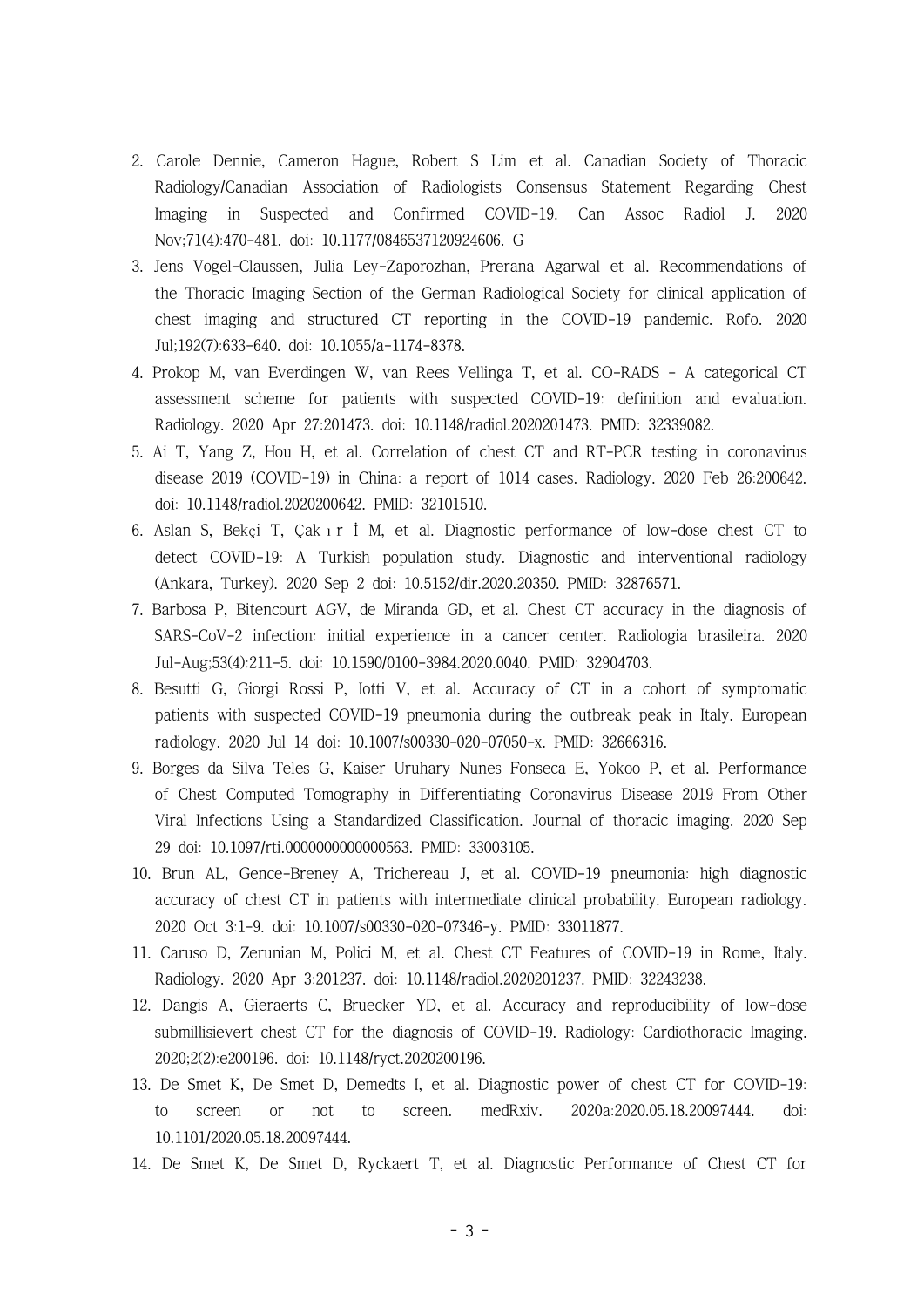2. Carole Dennie, Cameron Hague, Robert S Lim et al. Canadian Society of Thoracic Radiology/Canadian Association of Radiologists Consensus Statement Regarding Chest Imaging in Suspected and Confirmed COVID-19. Can Assoc Radiol J. 2020 Nov;71(4):470-481. doi: 10.1177/0846537120924606. G
3. Jens Vogel-Claussen, Julia Ley-Zaporozhan, Prerana Agarwal et al. Recommendations of the Thoracic Imaging Section of the German Radiological Society for clinical application of chest imaging and structured CT reporting in the COVID-19 pandemic. Rofo. 2020 Jul;192(7):633-640. doi: 10.1055/a-1174-8378.
4. Prokop M, van Everdingen W, van Rees Vellinga T, et al. CO-RADS - A categorical CT assessment scheme for patients with suspected COVID-19: definition and evaluation. Radiology. 2020 Apr 27:201473. doi: 10.1148/radiol.2020201473. PMID: 32339082.
5. Ai T, Yang Z, Hou H, et al. Correlation of chest CT and RT-PCR testing in coronavirus disease 2019 (COVID-19) in China: a report of 1014 cases. Radiology. 2020 Feb 26:200642. doi: 10.1148/radiol.2020200642. PMID: 32101510.
6. Aslan S, Bekçi T, Çakır İ M, et al. Diagnostic performance of low-dose chest CT to detect COVID-19: A Turkish population study. Diagnostic and interventional radiology (Ankara, Turkey). 2020 Sep 2 doi: 10.5152/dir.2020.20350. PMID: 32876571.
7. Barbosa P, Bitencourt AGV, de Miranda GD, et al. Chest CT accuracy in the diagnosis of SARS-CoV-2 infection: initial experience in a cancer center. Radiologia brasileira. 2020 Jul-Aug;53(4):211-5. doi: 10.1590/0100-3984.2020.0040. PMID: 32904703.
8. Besutti G, Giorgi Rossi P, Iotti V, et al. Accuracy of CT in a cohort of symptomatic patients with suspected COVID-19 pneumonia during the outbreak peak in Italy. European radiology. 2020 Jul 14 doi: 10.1007/s00330-020-07050-x. PMID: 32666316.
9. Borges da Silva Teles G, Kaiser Uruhary Nunes Fonseca E, Yokoo P, et al. Performance of Chest Computed Tomography in Differentiating Coronavirus Disease 2019 From Other Viral Infections Using a Standardized Classification. Journal of thoracic imaging. 2020 Sep 29 doi: 10.1097/rti.0000000000000563. PMID: 33003105.
10. Brun AL, Gence-Breney A, Trichereau J, et al. COVID-19 pneumonia: high diagnostic accuracy of chest CT in patients with intermediate clinical probability. European radiology. 2020 Oct 3:1-9. doi: 10.1007/s00330-020-07346-y. PMID: 33011877.
11. Caruso D, Zerunian M, Polici M, et al. Chest CT Features of COVID-19 in Rome, Italy. Radiology. 2020 Apr 3:201237. doi: 10.1148/radiol.2020201237. PMID: 32243238.
12. Dangis A, Gieraerts C, Bruecker YD, et al. Accuracy and reproducibility of low-dose submillisievert chest CT for the diagnosis of COVID-19. Radiology: Cardiothoracic Imaging. 2020;2(2):e200196. doi: 10.1148/ryct.2020200196.
13. De Smet K, De Smet D, Demedts I, et al. Diagnostic power of chest CT for COVID-19: to screen or not to screen. medRxiv. 2020a:2020.05.18.20097444. doi: 10.1101/2020.05.18.20097444.
14. De Smet K, De Smet D, Ryckaert T, et al. Diagnostic Performance of Chest CT for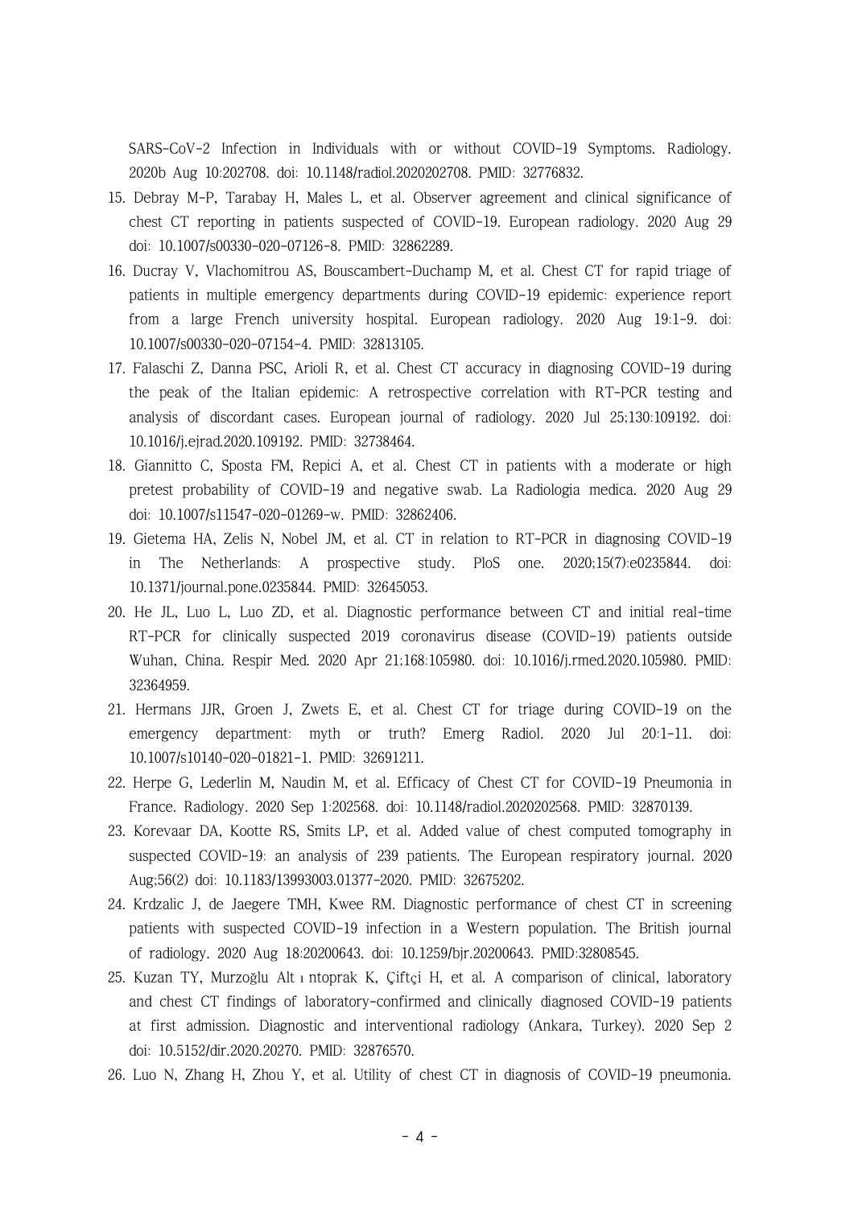SARS-CoV-2 Infection in Individuals with or without COVID-19 Symptoms. Radiology. 2020b Aug 10:202708. doi: 10.1148/radiol.2020202708. PMID: 32776832.

15. Debray M-P, Tarabay H, Males L, et al. Observer agreement and clinical significance of chest CT reporting in patients suspected of COVID-19. European radiology. 2020 Aug 29 doi: 10.1007/s00330-020-07126-8. PMID: 32862289.
16. Ducray V, Vlachomitrou AS, Bouscambert-Duchamp M, et al. Chest CT for rapid triage of patients in multiple emergency departments during COVID-19 epidemic: experience report from a large French university hospital. European radiology. 2020 Aug 19:1-9. doi: 10.1007/s00330-020-07154-4. PMID: 32813105.
17. Falaschi Z, Danna PSC, Arioli R, et al. Chest CT accuracy in diagnosing COVID-19 during the peak of the Italian epidemic: A retrospective correlation with RT-PCR testing and analysis of discordant cases. European journal of radiology. 2020 Jul 25;130:109192. doi: 10.1016/j.ejrad.2020.109192. PMID: 32738464.
18. Giannitto C, Sposta FM, Repici A, et al. Chest CT in patients with a moderate or high pretest probability of COVID-19 and negative swab. La Radiologia medica. 2020 Aug 29 doi: 10.1007/s11547-020-01269-w. PMID: 32862406.
19. Gietema HA, Zelis N, Nobel JM, et al. CT in relation to RT-PCR in diagnosing COVID-19 in The Netherlands: A prospective study. PloS one. 2020;15(7):e0235844. doi: 10.1371/journal.pone.0235844. PMID: 32645053.
20. He JL, Luo L, Luo ZD, et al. Diagnostic performance between CT and initial real-time RT-PCR for clinically suspected 2019 coronavirus disease (COVID-19) patients outside Wuhan, China. Respir Med. 2020 Apr 21;168:105980. doi: 10.1016/j.rmed.2020.105980. PMID: 32364959.
21. Hermans JJR, Groen J, Zwets E, et al. Chest CT for triage during COVID-19 on the emergency department: myth or truth? Emerg Radiol. 2020 Jul 20:1-11. doi: 10.1007/s10140-020-01821-1. PMID: 32691211.
22. Herpe G, Lederlin M, Naudin M, et al. Efficacy of Chest CT for COVID-19 Pneumonia in France. Radiology. 2020 Sep 1:202568. doi: 10.1148/radiol.2020202568. PMID: 32870139.
23. Korevaar DA, Kootte RS, Smits LP, et al. Added value of chest computed tomography in suspected COVID-19: an analysis of 239 patients. The European respiratory journal. 2020 Aug;56(2) doi: 10.1183/13993003.01377-2020. PMID: 32675202.
24. Krdzalic J, de Jaegere TMH, Kwee RM. Diagnostic performance of chest CT in screening patients with suspected COVID-19 infection in a Western population. The British journal of radiology. 2020 Aug 18:20200643. doi: 10.1259/bjr.20200643. PMID:32808545.
25. Kuzan TY, Murzoğlu Alt ı ntoprak K, Çiftçi H, et al. A comparison of clinical, laboratory and chest CT findings of laboratory-confirmed and clinically diagnosed COVID-19 patients at first admission. Diagnostic and interventional radiology (Ankara, Turkey). 2020 Sep 2 doi: 10.5152/dir.2020.20270. PMID: 32876570.
26. Luo N, Zhang H, Zhou Y, et al. Utility of chest CT in diagnosis of COVID-19 pneumonia.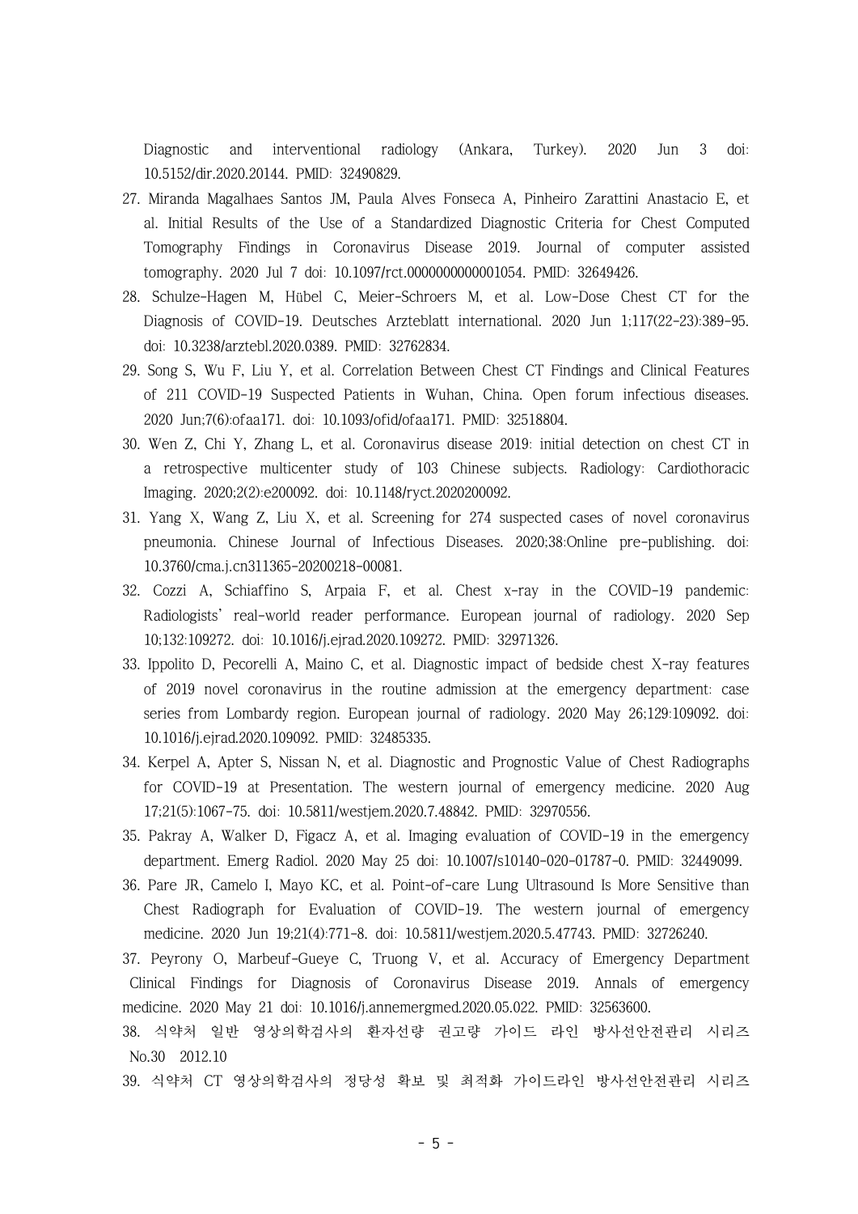Diagnostic and interventional radiology (Ankara, Turkey). 2020 Jun 3 doi: 10.5152/dir.2020.20144. PMID: 32490829.

27. Miranda Magalhaes Santos JM, Paula Alves Fonseca A, Pinheiro Zarattini Anastacio E, et al. Initial Results of the Use of a Standardized Diagnostic Criteria for Chest Computed Tomography Findings in Coronavirus Disease 2019. Journal of computer assisted tomography. 2020 Jul 7 doi: 10.1097/rct.0000000000001054. PMID: 32649426.
28. Schulze-Hagen M, Hübel C, Meier-Schroers M, et al. Low-Dose Chest CT for the Diagnosis of COVID-19. Deutsches Arzteblatt international. 2020 Jun 1;117(22-23):389-95. doi: 10.3238/arztebl.2020.0389. PMID: 32762834.
29. Song S, Wu F, Liu Y, et al. Correlation Between Chest CT Findings and Clinical Features of 211 COVID-19 Suspected Patients in Wuhan, China. Open forum infectious diseases. 2020 Jun;7(6):ofaa171. doi: 10.1093/ofid/ofaa171. PMID: 32518804.
30. Wen Z, Chi Y, Zhang L, et al. Coronavirus disease 2019: initial detection on chest CT in a retrospective multicenter study of 103 Chinese subjects. Radiology: Cardiothoracic Imaging. 2020;2(2):e200092. doi: 10.1148/ryct.2020200092.
31. Yang X, Wang Z, Liu X, et al. Screening for 274 suspected cases of novel coronavirus pneumonia. Chinese Journal of Infectious Diseases. 2020;38:Online pre-publishing. doi: 10.3760/cma.j.cn311365-20200218-00081.
32. Cozzi A, Schiaffino S, Arpaia F, et al. Chest x-ray in the COVID-19 pandemic: Radiologists' real-world reader performance. European journal of radiology. 2020 Sep 10;132:109272. doi: 10.1016/j.ejrad.2020.109272. PMID: 32971326.
33. Ippolito D, Pecorelli A, Maino C, et al. Diagnostic impact of bedside chest X-ray features of 2019 novel coronavirus in the routine admission at the emergency department: case series from Lombardy region. European journal of radiology. 2020 May 26;129:109092. doi: 10.1016/j.ejrad.2020.109092. PMID: 32485335.
34. Kerpel A, Apter S, Nissan N, et al. Diagnostic and Prognostic Value of Chest Radiographs for COVID-19 at Presentation. The western journal of emergency medicine. 2020 Aug 17;21(5):1067-75. doi: 10.5811/westjem.2020.7.48842. PMID: 32970556.
35. Pakray A, Walker D, Figacz A, et al. Imaging evaluation of COVID-19 in the emergency department. Emerg Radiol. 2020 May 25 doi: 10.1007/s10140-020-01787-0. PMID: 32449099.
36. Pare JR, Camelo I, Mayo KC, et al. Point-of-care Lung Ultrasound Is More Sensitive than Chest Radiograph for Evaluation of COVID-19. The western journal of emergency medicine. 2020 Jun 19;21(4):771-8. doi: 10.5811/westjem.2020.5.47743. PMID: 32726240.
37. Peyrony O, Marbeuf-Gueye C, Truong V, et al. Accuracy of Emergency Department Clinical Findings for Diagnosis of Coronavirus Disease 2019. Annals of emergency medicine. 2020 May 21 doi: 10.1016/j.annemergmed.2020.05.022. PMID: 32563600.
38. 식약처 일반 영상의학검사의 환자선량 권고량 가이드 라인 방사선안전관리 시리즈 No.30 2012.10
39. 식약처 CT 영상의학검사의 정당성 확보 및 최적화 가이드라인 방사선안전관리 시리즈